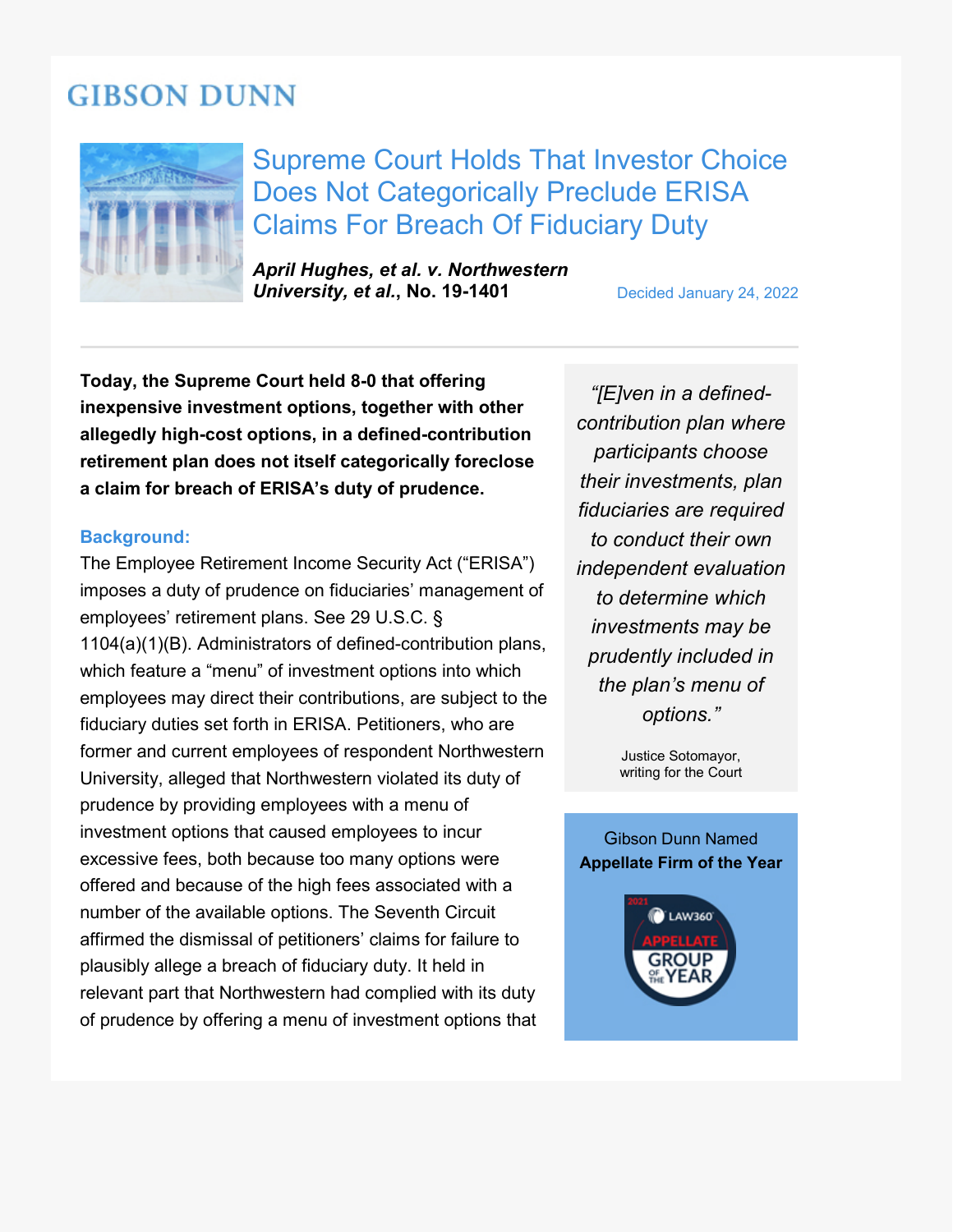GIBSON DUNN

# Supreme Court Holds That Investor Choice Does Not Categorically Preclude ERISA Claims For Breach Of Fiduciary Duty

***April Hughes, et al. v. Northwestern University, et al.*, No. 19-1401**

Decided January 24, 2022

**Today, the Supreme Court held 8-0 that offering inexpensive investment options, together with other allegedly high-cost options, in a defined-contribution retirement plan does not itself categorically foreclose a claim for breach of ERISA's duty of prudence.**

> *"[E]ven in a defined-contribution plan where participants choose their investments, plan fiduciaries are required to conduct their own independent evaluation to determine which investments may be prudently included in the plan's menu of options."*
>
> Justice Sotomayor, writing for the Court

Gibson Dunn Named **Appellate Firm of the Year**

2021 LAW360 APPELLATE GROUP OF THE YEAR

## Background:

The Employee Retirement Income Security Act ("ERISA") imposes a duty of prudence on fiduciaries' management of employees' retirement plans. See 29 U.S.C. § 1104(a)(1)(B). Administrators of defined-contribution plans, which feature a "menu" of investment options into which employees may direct their contributions, are subject to the fiduciary duties set forth in ERISA. Petitioners, who are former and current employees of respondent Northwestern University, alleged that Northwestern violated its duty of prudence by providing employees with a menu of investment options that caused employees to incur excessive fees, both because too many options were offered and because of the high fees associated with a number of the available options. The Seventh Circuit affirmed the dismissal of petitioners' claims for failure to plausibly allege a breach of fiduciary duty. It held in relevant part that Northwestern had complied with its duty of prudence by offering a menu of investment options that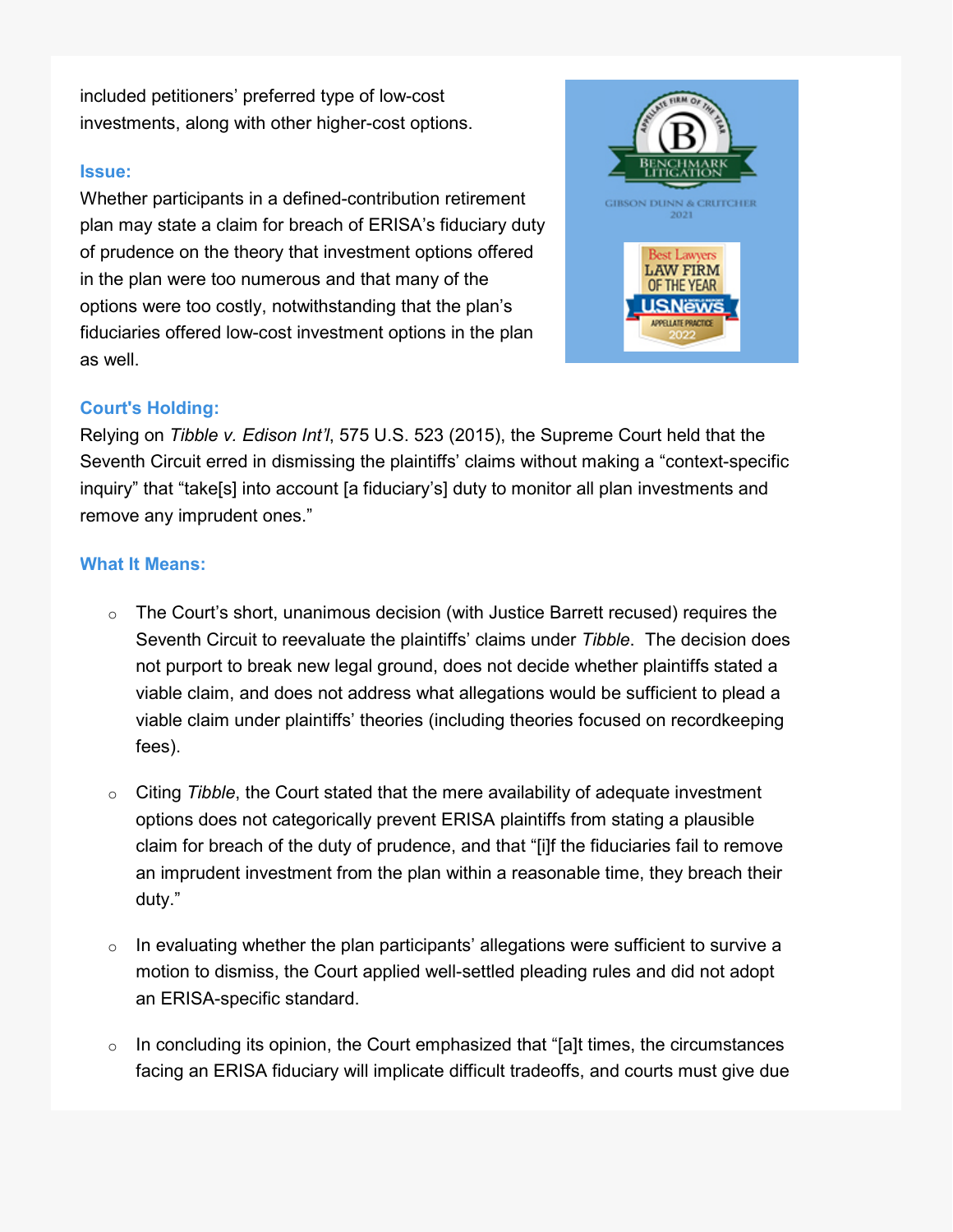included petitioners' preferred type of low-cost investments, along with other higher-cost options.

### Issue:

Whether participants in a defined-contribution retirement plan may state a claim for breach of ERISA's fiduciary duty of prudence on the theory that investment options offered in the plan were too numerous and that many of the options were too costly, notwithstanding that the plan's fiduciaries offered low-cost investment options in the plan as well.

### Court's Holding:

Relying on *Tibble v. Edison Int'l*, 575 U.S. 523 (2015), the Supreme Court held that the Seventh Circuit erred in dismissing the plaintiffs' claims without making a "context-specific inquiry" that "take[s] into account [a fiduciary's] duty to monitor all plan investments and remove any imprudent ones."

### What It Means:

- The Court's short, unanimous decision (with Justice Barrett recused) requires the Seventh Circuit to reevaluate the plaintiffs' claims under *Tibble*. The decision does not purport to break new legal ground, does not decide whether plaintiffs stated a viable claim, and does not address what allegations would be sufficient to plead a viable claim under plaintiffs' theories (including theories focused on recordkeeping fees).

- Citing *Tibble*, the Court stated that the mere availability of adequate investment options does not categorically prevent ERISA plaintiffs from stating a plausible claim for breach of the duty of prudence, and that "[i]f the fiduciaries fail to remove an imprudent investment from the plan within a reasonable time, they breach their duty."

- In evaluating whether the plan participants' allegations were sufficient to survive a motion to dismiss, the Court applied well-settled pleading rules and did not adopt an ERISA-specific standard.

- In concluding its opinion, the Court emphasized that "[a]t times, the circumstances facing an ERISA fiduciary will implicate difficult tradeoffs, and courts must give due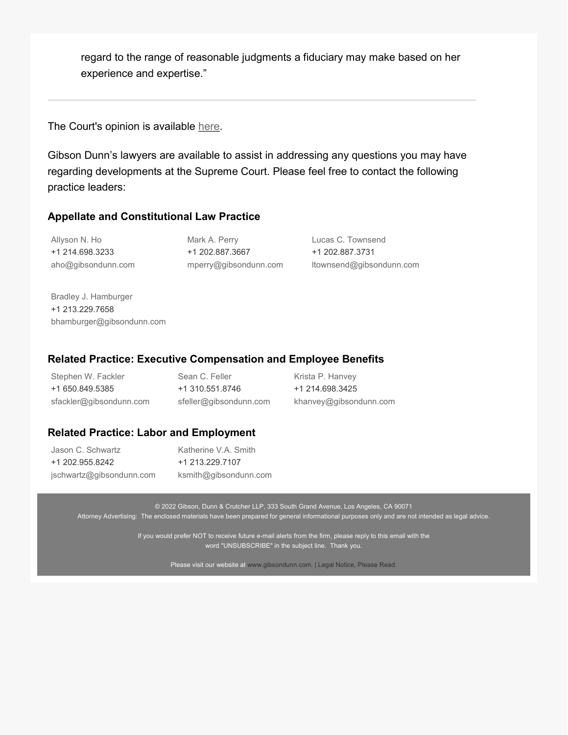> regard to the range of reasonable judgments a fiduciary may make based on her experience and expertise."

---

The Court's opinion is available here.

Gibson Dunn's lawyers are available to assist in addressing any questions you may have regarding developments at the Supreme Court. Please feel free to contact the following practice leaders:

### Appellate and Constitutional Law Practice

Allyson N. Ho
+1 214.698.3233
aho@gibsondunn.com

Mark A. Perry
+1 202.887.3667
mperry@gibsondunn.com

Lucas C. Townsend
+1 202.887.3731
ltownsend@gibsondunn.com

Bradley J. Hamburger
+1 213.229.7658
bhamburger@gibsondunn.com

### Related Practice: Executive Compensation and Employee Benefits

Stephen W. Fackler
+1 650.849.5385
sfackler@gibsondunn.com

Sean C. Feller
+1 310.551.8746
sfeller@gibsondunn.com

Krista P. Hanvey
+1 214.698.3425
khanvey@gibsondunn.com

### Related Practice: Labor and Employment

Jason C. Schwartz
+1 202.955.8242
jschwartz@gibsondunn.com

Katherine V.A. Smith
+1 213.229.7107
ksmith@gibsondunn.com

© 2022 Gibson, Dunn & Crutcher LLP, 333 South Grand Avenue, Los Angeles, CA 90071
Attorney Advertising: The enclosed materials have been prepared for general informational purposes only and are not intended as legal advice.

If you would prefer NOT to receive future e-mail alerts from the firm, please reply to this email with the word "UNSUBSCRIBE" in the subject line. Thank you.

Please visit our website at www.gibsondunn.com. | Legal Notice, Please Read.